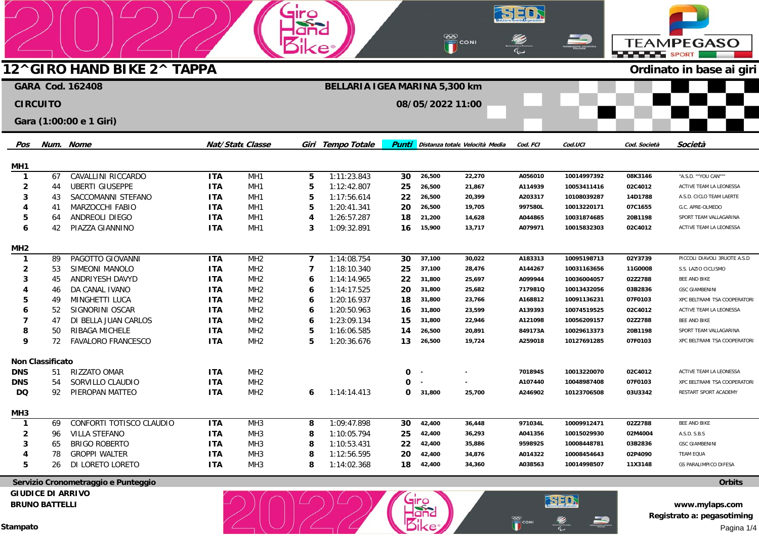# 12^GIRO HAND BIKE 2^ TAPPA

**Ordinato in base ai giri**

**GARA Cod. 162408** — **BELLARIA IGEA MARINA 5,300 km**

**CIRCUITO** — **08/05/2022 11:00**

**Gara (1:00:00 e 1 Giri)**

| Pos | Num. | Nome | Nat/State | Classe | Giri | Tempo Totale | Punti | Distanza totale | Velocità Media | Cod. FCI | Cod.UCI | Cod. Società | Società |
|---|---|---|---|---|---|---|---|---|---|---|---|---|---|
| **MH1** | | | | | | | | | | | | | |
| 1 | 67 | CAVALLINI RICCARDO | ITA | MH1 | 5 | 1:11:23.843 | 30 | 26,500 | 22,270 | A056010 | 10014997392 | 08K3146 | "A.S.D. ""YOU CAN""" |
| 2 | 44 | UBERTI GIUSEPPE | ITA | MH1 | 5 | 1:12:42.807 | 25 | 26,500 | 21,867 | A114939 | 10053411416 | 02C4012 | ACTIVE TEAM LA LEONESSA |
| 3 | 43 | SACCOMANNI STEFANO | ITA | MH1 | 5 | 1:17:56.614 | 22 | 26,500 | 20,399 | A203317 | 10108039287 | 14D1788 | A.S.D. CICLO TEAM LAERTE |
| 4 | 41 | MARZOCCHI FABIO | ITA | MH1 | 5 | 1:20:41.341 | 20 | 26,500 | 19,705 | 997580L | 10013220171 | 07C1655 | G.C. APRE-OLMEDO |
| 5 | 64 | ANDREOLI DIEGO | ITA | MH1 | 4 | 1:26:57.287 | 18 | 21,200 | 14,628 | A044865 | 10031874685 | 20B1198 | SPORT TEAM VALLAGARINA |
| 6 | 42 | PIAZZA GIANNINO | ITA | MH1 | 3 | 1:09:32.891 | 16 | 15,900 | 13,717 | A079971 | 10015832303 | 02C4012 | ACTIVE TEAM LA LEONESSA |
| **MH2** | | | | | | | | | | | | | |
| 1 | 89 | PAGOTTO GIOVANNI | ITA | MH2 | 7 | 1:14:08.754 | 30 | 37,100 | 30,022 | A183313 | 10095198713 | 02Y3739 | PICCOLI DIAVOLI 3RUOTE A.S.D |
| 2 | 53 | SIMEONI MANOLO | ITA | MH2 | 7 | 1:18:10.340 | 25 | 37,100 | 28,476 | A144267 | 10031163656 | 11G0008 | S.S. LAZIO CICLISMO |
| 3 | 45 | ANDRIYESH DAVYD | ITA | MH2 | 6 | 1:14:14.965 | 22 | 31,800 | 25,697 | A099944 | 10036004057 | 02Z2788 | BEE AND BIKE |
| 4 | 46 | DA CANAL IVANO | ITA | MH2 | 6 | 1:14:17.525 | 20 | 31,800 | 25,682 | 717981Q | 10013432056 | 03B2836 | GSC GIAMBENINI |
| 5 | 49 | MINGHETTI LUCA | ITA | MH2 | 6 | 1:20:16.937 | 18 | 31,800 | 23,766 | A168812 | 10091136231 | 07F0103 | XPC BELTRAMI TSA COOPERATORI |
| 6 | 52 | SIGNORINI OSCAR | ITA | MH2 | 6 | 1:20:50.963 | 16 | 31,800 | 23,599 | A139393 | 10074519525 | 02C4012 | ACTIVE TEAM LA LEONESSA |
| 7 | 47 | DI BELLA JUAN CARLOS | ITA | MH2 | 6 | 1:23:09.134 | 15 | 31,800 | 22,946 | A121098 | 10056209157 | 02Z2788 | BEE AND BIKE |
| 8 | 50 | RIBAGA MICHELE | ITA | MH2 | 5 | 1:16:06.585 | 14 | 26,500 | 20,891 | 849173A | 10029613373 | 20B1198 | SPORT TEAM VALLAGARINA |
| 9 | 72 | FAVALORO FRANCESCO | ITA | MH2 | 5 | 1:20:36.676 | 13 | 26,500 | 19,724 | A259018 | 10127691285 | 07F0103 | XPC BELTRAMI TSA COOPERATORI |
| **Non Classificato** | | | | | | | | | | | | | |
| DNS | 51 | RIZZATO OMAR | ITA | MH2 | | | 0 | - | - | 701894S | 10013220070 | 02C4012 | ACTIVE TEAM LA LEONESSA |
| DNS | 54 | SORVILLO CLAUDIO | ITA | MH2 | | | 0 | - | - | A107440 | 10048987408 | 07F0103 | XPC BELTRAMI TSA COOPERATORI |
| DQ | 92 | PIEROPAN MATTEO | ITA | MH2 | 6 | 1:14:14.413 | 0 | 31,800 | 25,700 | A246902 | 10123706508 | 03U3342 | RESTART SPORT ACADEMY |
| **MH3** | | | | | | | | | | | | | |
| 1 | 69 | CONFORTI TOTISCO CLAUDIO | ITA | MH3 | 8 | 1:09:47.898 | 30 | 42,400 | 36,448 | 971034L | 10009912471 | 02Z2788 | BEE AND BIKE |
| 2 | 96 | VILLA STEFANO | ITA | MH3 | 8 | 1:10:05.794 | 25 | 42,400 | 36,293 | A041356 | 10015029930 | 02M4004 | A.S.D. S.B.S |
| 3 | 65 | BRIGO ROBERTO | ITA | MH3 | 8 | 1:10:53.431 | 22 | 42,400 | 35,886 | 959892S | 10008448781 | 03B2836 | GSC GIAMBENINI |
| 4 | 78 | GROPPI WALTER | ITA | MH3 | 8 | 1:12:56.595 | 20 | 42,400 | 34,876 | A014322 | 10008454643 | 02P4090 | TEAM EQUA |
| 5 | 26 | DI LORETO LORETO | ITA | MH3 | 8 | 1:14:02.368 | 18 | 42,400 | 34,360 | A038563 | 10014998507 | 11X3148 | GS PARALIMPICO DIFESA |

**Servizio Cronometraggio e Punteggio** — **Orbits**

**GIUDICE DI ARRIVO**
**BRUNO BATTELLI**

**www.mylaps.com**
**Registrato a: pegasotiming**

**Stampato**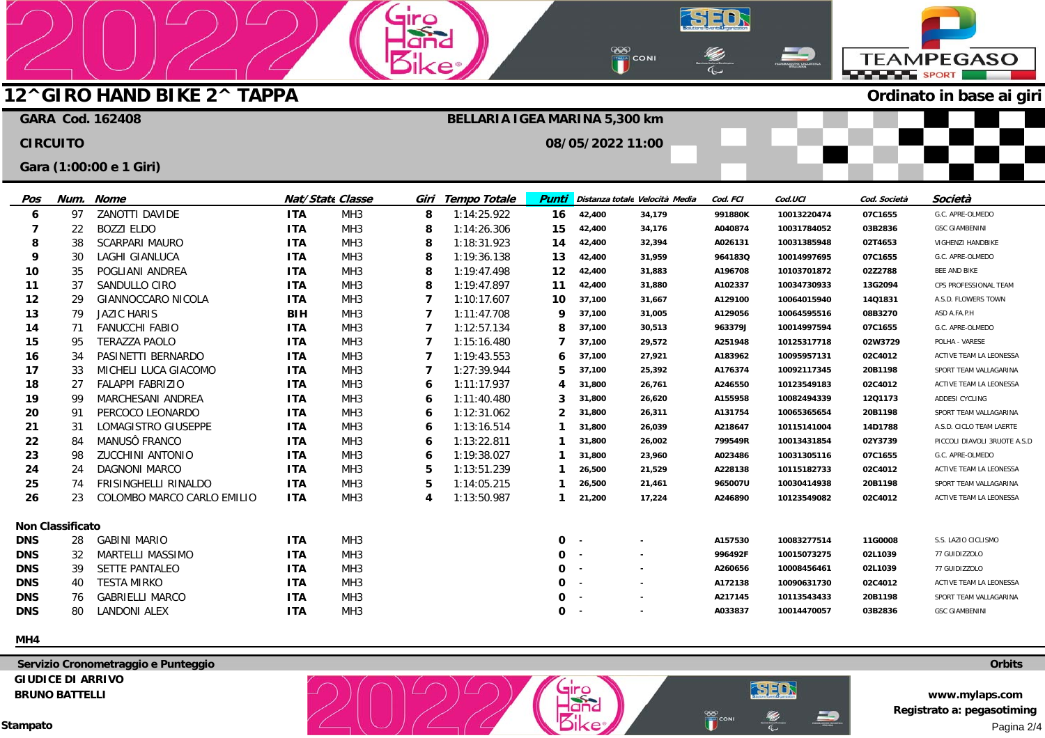# 12^GIRO HAND BIKE 2^ TAPPA

**Ordinato in base ai giri**

**GARA Cod. 162408** — **BELLARIA IGEA MARINA 5,300 km**

**CIRCUITO** — **08/05/2022 11:00**

**Gara (1:00:00 e 1 Giri)**

| Pos | Num. | Nome | Nat/Stato | Classe | Giri | Tempo Totale | Punti | Distanza totale | Velocità Media | Cod. FCI | Cod.UCI | Cod. Società | Società |
|---|---|---|---|---|---|---|---|---|---|---|---|---|---|
| 6 | 97 | ZANOTTI DAVIDE | ITA | MH3 | 8 | 1:14:25.922 | 16 | 42,400 | 34,179 | 991880K | 10013220474 | 07C1655 | G.C. APRE-OLMEDO |
| 7 | 22 | BOZZI ELDO | ITA | MH3 | 8 | 1:14:26.306 | 15 | 42,400 | 34,176 | A040874 | 10031784052 | 03B2836 | GSC GIAMBENINI |
| 8 | 38 | SCARPARI MAURO | ITA | MH3 | 8 | 1:18:31.923 | 14 | 42,400 | 32,394 | A026131 | 10031385948 | 02T4653 | VIGHENZI HANDBIKE |
| 9 | 30 | LAGHI GIANLUCA | ITA | MH3 | 8 | 1:19:36.138 | 13 | 42,400 | 31,959 | 964183Q | 10014997695 | 07C1655 | G.C. APRE-OLMEDO |
| 10 | 35 | POGLIANI ANDREA | ITA | MH3 | 8 | 1:19:47.498 | 12 | 42,400 | 31,883 | A196708 | 10103701872 | 02Z2788 | BEE AND BIKE |
| 11 | 37 | SANDULLO CIRO | ITA | MH3 | 8 | 1:19:47.897 | 11 | 42,400 | 31,880 | A102337 | 10034730933 | 13G2094 | CPS PROFESSIONAL TEAM |
| 12 | 29 | GIANNOCCARO NICOLA | ITA | MH3 | 7 | 1:10:17.607 | 10 | 37,100 | 31,667 | A129100 | 10064015940 | 14Q1831 | A.S.D. FLOWERS TOWN |
| 13 | 79 | JAZIC HARIS | BIH | MH3 | 7 | 1:11:47.708 | 9 | 37,100 | 31,005 | A129056 | 10064595516 | 08B3270 | ASD A.FA.P.H |
| 14 | 71 | FANUCCHI FABIO | ITA | MH3 | 7 | 1:12:57.134 | 8 | 37,100 | 30,513 | 963379J | 10014997594 | 07C1655 | G.C. APRE-OLMEDO |
| 15 | 95 | TERAZZA PAOLO | ITA | MH3 | 7 | 1:15:16.480 | 7 | 37,100 | 29,572 | A251948 | 10125317718 | 02W3729 | POLHA - VARESE |
| 16 | 34 | PASINETTI BERNARDO | ITA | MH3 | 7 | 1:19:43.553 | 6 | 37,100 | 27,921 | A183962 | 10095957131 | 02C4012 | ACTIVE TEAM LA LEONESSA |
| 17 | 33 | MICHELI LUCA GIACOMO | ITA | MH3 | 7 | 1:27:39.944 | 5 | 37,100 | 25,392 | A176374 | 10092117345 | 20B1198 | SPORT TEAM VALLAGARINA |
| 18 | 27 | FALAPPI FABRIZIO | ITA | MH3 | 6 | 1:11:17.937 | 4 | 31,800 | 26,761 | A246550 | 10123549183 | 02C4012 | ACTIVE TEAM LA LEONESSA |
| 19 | 99 | MARCHESANI ANDREA | ITA | MH3 | 6 | 1:11:40.480 | 3 | 31,800 | 26,620 | A155958 | 10082494339 | 12Q1173 | ADDESI CYCLING |
| 20 | 91 | PERCOCO LEONARDO | ITA | MH3 | 6 | 1:12:31.062 | 2 | 31,800 | 26,311 | A131754 | 10065365654 | 20B1198 | SPORT TEAM VALLAGARINA |
| 21 | 31 | LOMAGISTRO GIUSEPPE | ITA | MH3 | 6 | 1:13:16.514 | 1 | 31,800 | 26,039 | A218647 | 10115141004 | 14D1788 | A.S.D. CICLO TEAM LAERTE |
| 22 | 84 | MANUSÒ FRANCO | ITA | MH3 | 6 | 1:13:22.811 | 1 | 31,800 | 26,002 | 799549R | 10013431854 | 02Y3739 | PICCOLI DIAVOLI 3RUOTE A.S.D |
| 23 | 98 | ZUCCHINI ANTONIO | ITA | MH3 | 6 | 1:19:38.027 | 1 | 31,800 | 23,960 | A023486 | 10031305116 | 07C1655 | G.C. APRE-OLMEDO |
| 24 | 24 | DAGNONI MARCO | ITA | MH3 | 5 | 1:13:51.239 | 1 | 26,500 | 21,529 | A228138 | 10115182733 | 02C4012 | ACTIVE TEAM LA LEONESSA |
| 25 | 74 | FRISINGHELLI RINALDO | ITA | MH3 | 5 | 1:14:05.215 | 1 | 26,500 | 21,461 | 965007U | 10030414938 | 20B1198 | SPORT TEAM VALLAGARINA |
| 26 | 23 | COLOMBO MARCO CARLO EMILIO | ITA | MH3 | 4 | 1:13:50.987 | 1 | 21,200 | 17,224 | A246890 | 10123549082 | 02C4012 | ACTIVE TEAM LA LEONESSA |

**Non Classificato**

| Pos | Num. | Nome | Nat/Stato | Classe | Giri | Tempo Totale | Punti | Distanza totale | Velocità Media | Cod. FCI | Cod.UCI | Cod. Società | Società |
|---|---|---|---|---|---|---|---|---|---|---|---|---|---|
| DNS | 28 | GABINI MARIO | ITA | MH3 | | | 0 | - | - | A157530 | 10083277514 | 11G0008 | S.S. LAZIO CICLISMO |
| DNS | 32 | MARTELLI MASSIMO | ITA | MH3 | | | 0 | - | - | 996492F | 10015073275 | 02L1039 | 77 GUIDIZZOLO |
| DNS | 39 | SETTE PANTALEO | ITA | MH3 | | | 0 | - | - | A260656 | 10008456461 | 02L1039 | 77 GUIDIZZOLO |
| DNS | 40 | TESTA MIRKO | ITA | MH3 | | | 0 | - | - | A172138 | 10090631730 | 02C4012 | ACTIVE TEAM LA LEONESSA |
| DNS | 76 | GABRIELLI MARCO | ITA | MH3 | | | 0 | - | - | A217145 | 10113543433 | 20B1198 | SPORT TEAM VALLAGARINA |
| DNS | 80 | LANDONI ALEX | ITA | MH3 | | | 0 | - | - | A033837 | 10014470057 | 03B2836 | GSC GIAMBENINI |

**MH4**

**Servizio Cronometraggio e Punteggio** — **Orbits**

**GIUDICE DI ARRIVO**
**BRUNO BATTELLI**

**www.mylaps.com**
**Registrato a: pegasotiming**

**Stampato**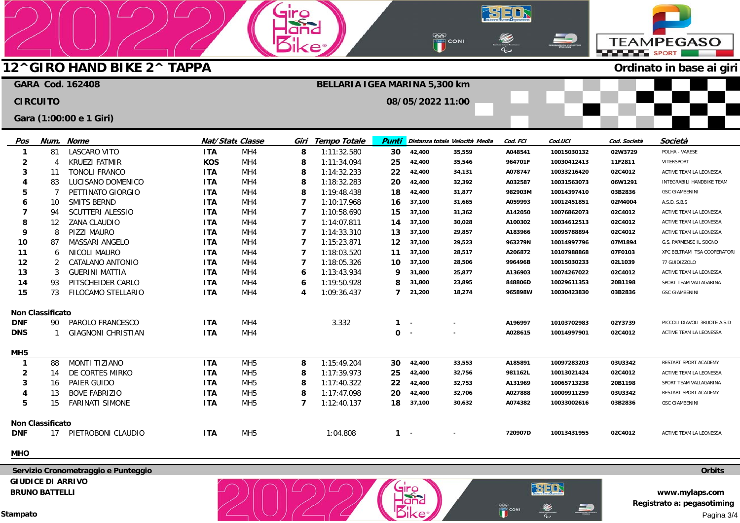# 12^GIRO HAND BIKE 2^ TAPPA

**Ordinato in base ai giri**

**GARA Cod. 162408** — **BELLARIA IGEA MARINA 5,300 km**

**CIRCUITO** — **08/05/2022 11:00**

**Gara (1:00:00 e 1 Giri)**

| Pos | Num. | Nome | Nat/Stato | Classe | Giri | Tempo Totale | Punti | Distanza totale | Velocità Media | Cod. FCI | Cod.UCI | Cod. Società | Società |
|---|---|---|---|---|---|---|---|---|---|---|---|---|---|
| 1 | 81 | LASCARO VITO | ITA | MH4 | 8 | 1:11:32.580 | 30 | 42,400 | 35,559 | A048541 | 10015030132 | 02W3729 | POLHA - VARESE |
| 2 | 4 | KRUEZI FATMIR | KOS | MH4 | 8 | 1:11:34.094 | 25 | 42,400 | 35,546 | 964701F | 10030412413 | 11F2811 | VITERSPORT |
| 3 | 11 | TONOLI FRANCO | ITA | MH4 | 8 | 1:14:32.233 | 22 | 42,400 | 34,131 | A078747 | 10033216420 | 02C4012 | ACTIVE TEAM LA LEONESSA |
| 4 | 83 | LUCISANO DOMENICO | ITA | MH4 | 8 | 1:18:32.283 | 20 | 42,400 | 32,392 | A032587 | 10031563073 | 06W1291 | INTEGRABILI HANDBIKE TEAM |
| 5 | 7 | PETTINATO GIORGIO | ITA | MH4 | 8 | 1:19:48.438 | 18 | 42,400 | 31,877 | 982903M | 10014397410 | 03B2836 | GSC GIAMBENINI |
| 6 | 10 | SMITS BERND | ITA | MH4 | 7 | 1:10:17.968 | 16 | 37,100 | 31,665 | A059993 | 10012451851 | 02M4004 | A.S.D. S.B.S |
| 7 | 94 | SCUTTERI ALESSIO | ITA | MH4 | 7 | 1:10:58.690 | 15 | 37,100 | 31,362 | A142050 | 10076862073 | 02C4012 | ACTIVE TEAM LA LEONESSA |
| 8 | 12 | ZANA CLAUDIO | ITA | MH4 | 7 | 1:14:07.811 | 14 | 37,100 | 30,028 | A100302 | 10034612513 | 02C4012 | ACTIVE TEAM LA LEONESSA |
| 9 | 8 | PIZZI MAURO | ITA | MH4 | 7 | 1:14:33.310 | 13 | 37,100 | 29,857 | A183966 | 10095788894 | 02C4012 | ACTIVE TEAM LA LEONESSA |
| 10 | 87 | MASSARI ANGELO | ITA | MH4 | 7 | 1:15:23.871 | 12 | 37,100 | 29,523 | 963279N | 10014997796 | 07M1894 | G.S. PARMENSE IL SOGNO |
| 11 | 6 | NICOLI MAURO | ITA | MH4 | 7 | 1:18:03.520 | 11 | 37,100 | 28,517 | A206872 | 10107988868 | 07F0103 | XPC BELTRAMI TSA COOPERATORI |
| 12 | 2 | CATALANO ANTONIO | ITA | MH4 | 7 | 1:18:05.326 | 10 | 37,100 | 28,506 | 996496B | 10015030233 | 02L1039 | 77 GUIDIZZOLO |
| 13 | 3 | GUERINI MATTIA | ITA | MH4 | 6 | 1:13:43.934 | 9 | 31,800 | 25,877 | A136903 | 10074267022 | 02C4012 | ACTIVE TEAM LA LEONESSA |
| 14 | 93 | PITSCHEIDER CARLO | ITA | MH4 | 6 | 1:19:50.928 | 8 | 31,800 | 23,895 | 848806D | 10029611353 | 20B1198 | SPORT TEAM VALLAGARINA |
| 15 | 73 | FILOCAMO STELLARIO | ITA | MH4 | 4 | 1:09:36.437 | 7 | 21,200 | 18,274 | 965898W | 10030423830 | 03B2836 | GSC GIAMBENINI |

**Non Classificato**

| Pos | Num. | Nome | Nat/Stato | Classe | Giri | Tempo Totale | Punti | Distanza totale | Velocità Media | Cod. FCI | Cod.UCI | Cod. Società | Società |
|---|---|---|---|---|---|---|---|---|---|---|---|---|---|
| DNF | 90 | PAROLO FRANCESCO | ITA | MH4 | | 3.332 | 1 | - | - | A196997 | 10103702983 | 02Y3739 | PICCOLI DIAVOLI 3RUOTE A.S.D |
| DNS | 1 | GIAGNONI CHRISTIAN | ITA | MH4 | | | 0 | - | - | A028615 | 10014997901 | 02C4012 | ACTIVE TEAM LA LEONESSA |

**MH5**

| Pos | Num. | Nome | Nat/Stato | Classe | Giri | Tempo Totale | Punti | Distanza totale | Velocità Media | Cod. FCI | Cod.UCI | Cod. Società | Società |
|---|---|---|---|---|---|---|---|---|---|---|---|---|---|
| 1 | 88 | MONTI TIZIANO | ITA | MH5 | 8 | 1:15:49.204 | 30 | 42,400 | 33,553 | A185891 | 10097283203 | 03U3342 | RESTART SPORT ACADEMY |
| 2 | 14 | DE CORTES MIRKO | ITA | MH5 | 8 | 1:17:39.973 | 25 | 42,400 | 32,756 | 981162L | 10013021424 | 02C4012 | ACTIVE TEAM LA LEONESSA |
| 3 | 16 | PAIER GUIDO | ITA | MH5 | 8 | 1:17:40.322 | 22 | 42,400 | 32,753 | A131969 | 10065713238 | 20B1198 | SPORT TEAM VALLAGARINA |
| 4 | 13 | BOVE FABRIZIO | ITA | MH5 | 8 | 1:17:47.098 | 20 | 42,400 | 32,706 | A027888 | 10009911259 | 03U3342 | RESTART SPORT ACADEMY |
| 5 | 15 | FARINATI SIMONE | ITA | MH5 | 7 | 1:12:40.137 | 18 | 37,100 | 30,632 | A074382 | 10033002616 | 03B2836 | GSC GIAMBENINI |

**Non Classificato**

| Pos | Num. | Nome | Nat/Stato | Classe | Giri | Tempo Totale | Punti | Distanza totale | Velocità Media | Cod. FCI | Cod.UCI | Cod. Società | Società |
|---|---|---|---|---|---|---|---|---|---|---|---|---|---|
| DNF | 17 | PIETROBONI CLAUDIO | ITA | MH5 | | 1:04.808 | 1 | - | - | 720907D | 10013431955 | 02C4012 | ACTIVE TEAM LA LEONESSA |

**MHO**

**Servizio Cronometraggio e Punteggio** — **Orbits**

**GIUDICE DI ARRIVO**
**BRUNO BATTELLI**

**www.mylaps.com**
**Registrato a: pegasotiming**

**Stampato**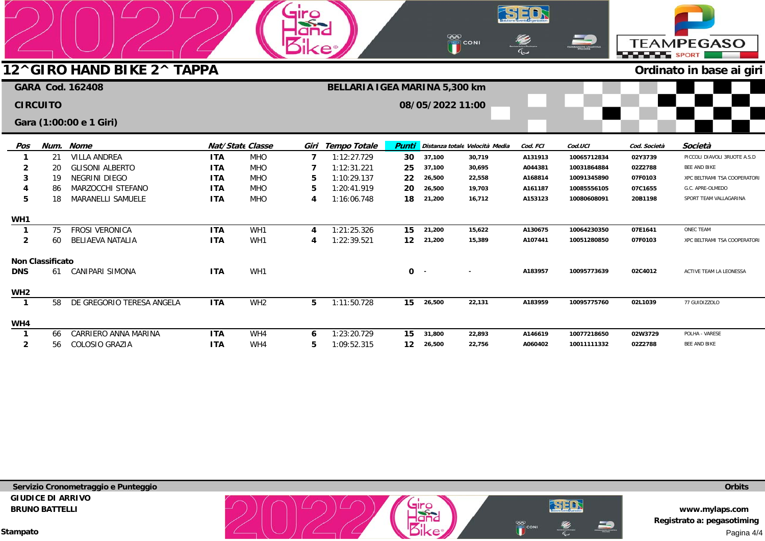# 12^GIRO HAND BIKE 2^ TAPPA

**Ordinato in base ai giri**

**GARA Cod. 162408** — **BELLARIA IGEA MARINA 5,300 km**

**CIRCUITO** — **08/05/2022 11:00**

**Gara (1:00:00 e 1 Giri)**

| Pos | Num. | Nome | Nat/Stato | Classe | Giri | Tempo Totale | Punti | Distanza totale | Velocità Media | Cod. FCI | Cod.UCI | Cod. Società | Società |
|---|---|---|---|---|---|---|---|---|---|---|---|---|---|
| 1 | 21 | VILLA ANDREA | ITA | MHO | 7 | 1:12:27.729 | 30 | 37,100 | 30,719 | A131913 | 10065712834 | 02Y3739 | PICCOLI DIAVOLI 3RUOTE A.S.D |
| 2 | 20 | GLISONI ALBERTO | ITA | MHO | 7 | 1:12:31.221 | 25 | 37,100 | 30,695 | A044381 | 10031864884 | 02Z2788 | BEE AND BIKE |
| 3 | 19 | NEGRINI DIEGO | ITA | MHO | 5 | 1:10:29.137 | 22 | 26,500 | 22,558 | A168814 | 10091345890 | 07F0103 | XPC BELTRAMI TSA COOPERATORI |
| 4 | 86 | MARZOCCHI STEFANO | ITA | MHO | 5 | 1:20:41.919 | 20 | 26,500 | 19,703 | A161187 | 10085556105 | 07C1655 | G.C. APRE-OLMEDO |
| 5 | 18 | MARANELLI SAMUELE | ITA | MHO | 4 | 1:16:06.748 | 18 | 21,200 | 16,712 | A153123 | 10080608091 | 20B1198 | SPORT TEAM VALLAGARINA |
| **WH1** | | | | | | | | | | | | | |
| 1 | 75 | FROSI VERONICA | ITA | WH1 | 4 | 1:21:25.326 | 15 | 21,200 | 15,622 | A130675 | 10064230350 | 07E1641 | ONEC TEAM |
| 2 | 60 | BELIAEVA NATALIA | ITA | WH1 | 4 | 1:22:39.521 | 12 | 21,200 | 15,389 | A107441 | 10051280850 | 07F0103 | XPC BELTRAMI TSA COOPERATORI |
| **Non Classificato** | | | | | | | | | | | | | |
| DNS | 61 | CANIPARI SIMONA | ITA | WH1 | | | 0 | - | - | A183957 | 10095773639 | 02C4012 | ACTIVE TEAM LA LEONESSA |
| **WH2** | | | | | | | | | | | | | |
| 1 | 58 | DE GREGORIO TERESA ANGELA | ITA | WH2 | 5 | 1:11:50.728 | 15 | 26,500 | 22,131 | A183959 | 10095775760 | 02L1039 | 77 GUIDIZZOLO |
| **WH4** | | | | | | | | | | | | | |
| 1 | 66 | CARRIERO ANNA MARINA | ITA | WH4 | 6 | 1:23:20.729 | 15 | 31,800 | 22,893 | A146619 | 10077218650 | 02W3729 | POLHA - VARESE |
| 2 | 56 | COLOSIO GRAZIA | ITA | WH4 | 5 | 1:09:52.315 | 12 | 26,500 | 22,756 | A060402 | 10011111332 | 02Z2788 | BEE AND BIKE |

**Servizio Cronometraggio e Punteggio** — **Orbits**

**GIUDICE DI ARRIVO**
**BRUNO BATTELLI**

**Stampato**

**www.mylaps.com**
**Registrato a: pegasotiming**